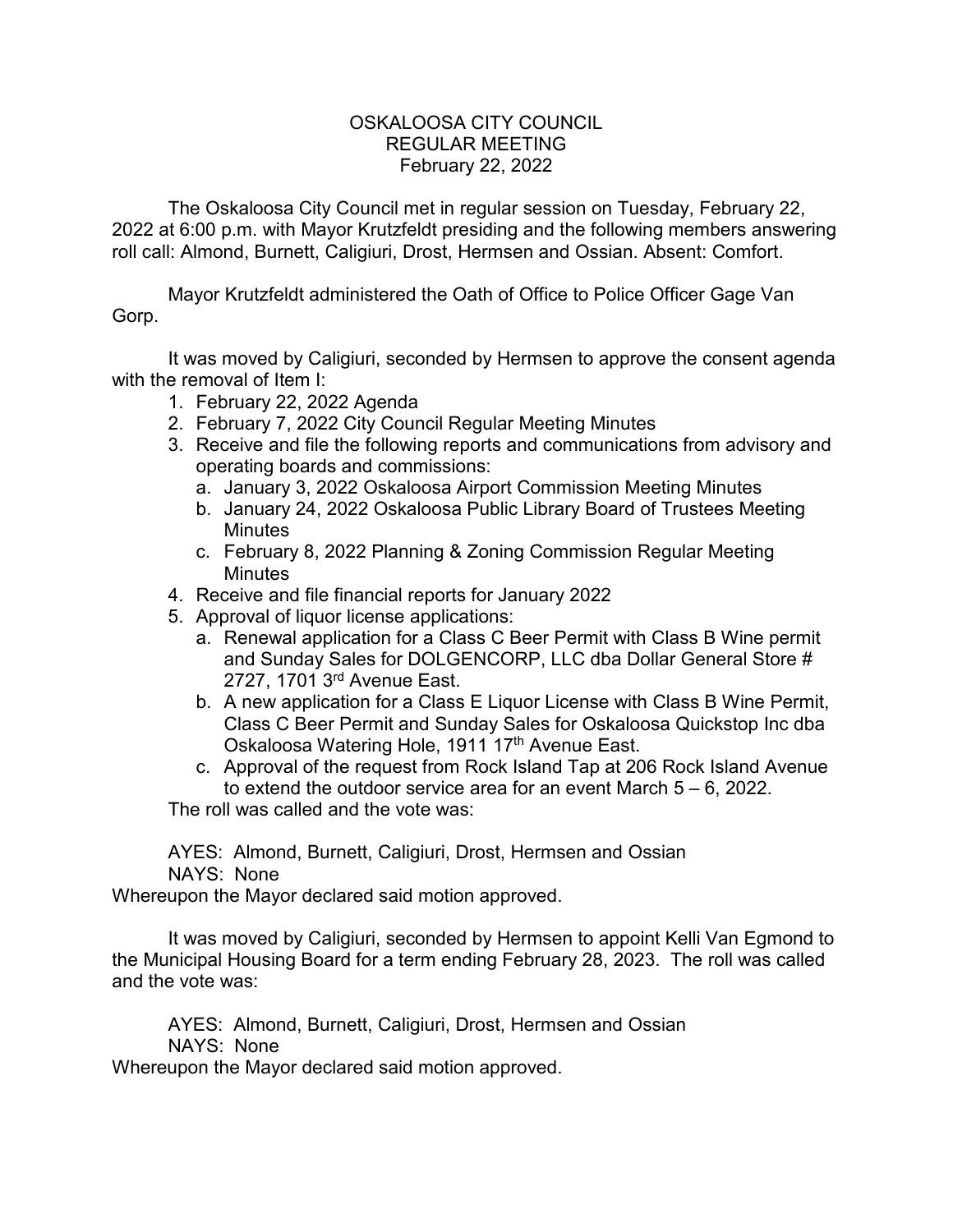# OSKALOOSA CITY COUNCIL
## REGULAR MEETING
### February 22, 2022

The Oskaloosa City Council met in regular session on Tuesday, February 22, 2022 at 6:00 p.m. with Mayor Krutzfeldt presiding and the following members answering roll call: Almond, Burnett, Caligiuri, Drost, Hermsen and Ossian. Absent: Comfort.

Mayor Krutzfeldt administered the Oath of Office to Police Officer Gage Van Gorp.

It was moved by Caligiuri, seconded by Hermsen to approve the consent agenda with the removal of Item I:

1. February 22, 2022 Agenda
2. February 7, 2022 City Council Regular Meeting Minutes
3. Receive and file the following reports and communications from advisory and operating boards and commissions:
   a. January 3, 2022 Oskaloosa Airport Commission Meeting Minutes
   b. January 24, 2022 Oskaloosa Public Library Board of Trustees Meeting Minutes
   c. February 8, 2022 Planning & Zoning Commission Regular Meeting Minutes
4. Receive and file financial reports for January 2022
5. Approval of liquor license applications:
   a. Renewal application for a Class C Beer Permit with Class B Wine permit and Sunday Sales for DOLGENCORP, LLC dba Dollar General Store # 2727, 1701 3rd Avenue East.
   b. A new application for a Class E Liquor License with Class B Wine Permit, Class C Beer Permit and Sunday Sales for Oskaloosa Quickstop Inc dba Oskaloosa Watering Hole, 1911 17th Avenue East.
   c. Approval of the request from Rock Island Tap at 206 Rock Island Avenue to extend the outdoor service area for an event March 5 – 6, 2022.

The roll was called and the vote was:

AYES: Almond, Burnett, Caligiuri, Drost, Hermsen and Ossian
NAYS: None

Whereupon the Mayor declared said motion approved.

It was moved by Caligiuri, seconded by Hermsen to appoint Kelli Van Egmond to the Municipal Housing Board for a term ending February 28, 2023. The roll was called and the vote was:

AYES: Almond, Burnett, Caligiuri, Drost, Hermsen and Ossian
NAYS: None

Whereupon the Mayor declared said motion approved.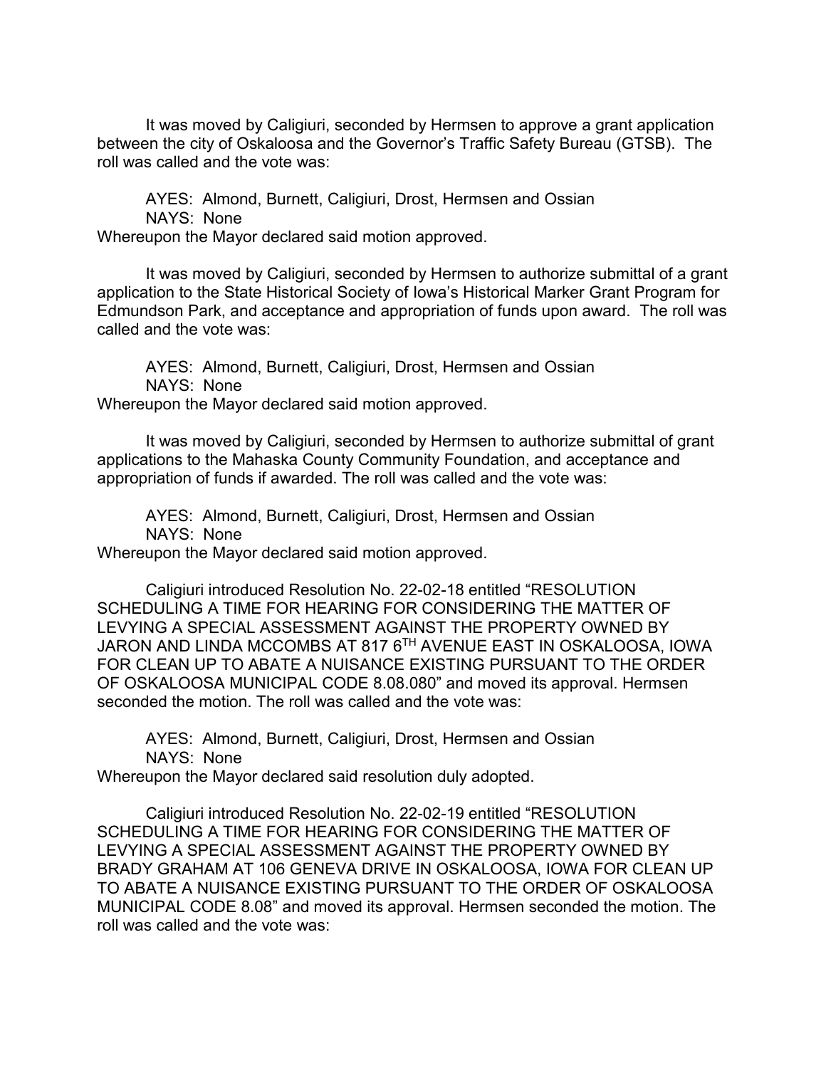It was moved by Caligiuri, seconded by Hermsen to approve a grant application between the city of Oskaloosa and the Governor's Traffic Safety Bureau (GTSB). The roll was called and the vote was:

AYES: Almond, Burnett, Caligiuri, Drost, Hermsen and Ossian
NAYS: None
Whereupon the Mayor declared said motion approved.

It was moved by Caligiuri, seconded by Hermsen to authorize submittal of a grant application to the State Historical Society of Iowa's Historical Marker Grant Program for Edmundson Park, and acceptance and appropriation of funds upon award. The roll was called and the vote was:

AYES: Almond, Burnett, Caligiuri, Drost, Hermsen and Ossian
NAYS: None
Whereupon the Mayor declared said motion approved.

It was moved by Caligiuri, seconded by Hermsen to authorize submittal of grant applications to the Mahaska County Community Foundation, and acceptance and appropriation of funds if awarded. The roll was called and the vote was:

AYES: Almond, Burnett, Caligiuri, Drost, Hermsen and Ossian
NAYS: None
Whereupon the Mayor declared said motion approved.

Caligiuri introduced Resolution No. 22-02-18 entitled "RESOLUTION SCHEDULING A TIME FOR HEARING FOR CONSIDERING THE MATTER OF LEVYING A SPECIAL ASSESSMENT AGAINST THE PROPERTY OWNED BY JARON AND LINDA MCCOMBS AT 817 6TH AVENUE EAST IN OSKALOOSA, IOWA FOR CLEAN UP TO ABATE A NUISANCE EXISTING PURSUANT TO THE ORDER OF OSKALOOSA MUNICIPAL CODE 8.08.080" and moved its approval. Hermsen seconded the motion. The roll was called and the vote was:

AYES: Almond, Burnett, Caligiuri, Drost, Hermsen and Ossian
NAYS: None
Whereupon the Mayor declared said resolution duly adopted.

Caligiuri introduced Resolution No. 22-02-19 entitled "RESOLUTION SCHEDULING A TIME FOR HEARING FOR CONSIDERING THE MATTER OF LEVYING A SPECIAL ASSESSMENT AGAINST THE PROPERTY OWNED BY BRADY GRAHAM AT 106 GENEVA DRIVE IN OSKALOOSA, IOWA FOR CLEAN UP TO ABATE A NUISANCE EXISTING PURSUANT TO THE ORDER OF OSKALOOSA MUNICIPAL CODE 8.08" and moved its approval. Hermsen seconded the motion. The roll was called and the vote was: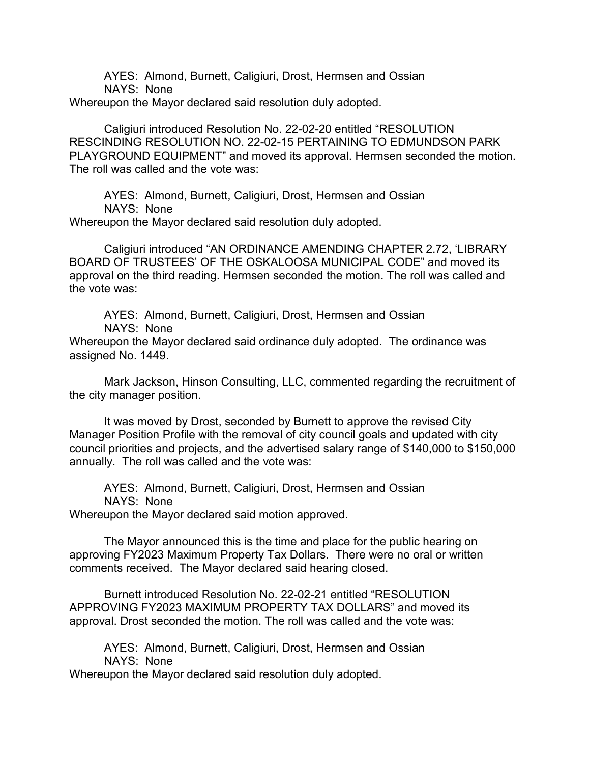AYES: Almond, Burnett, Caligiuri, Drost, Hermsen and Ossian
NAYS: None
Whereupon the Mayor declared said resolution duly adopted.

Caligiuri introduced Resolution No. 22-02-20 entitled "RESOLUTION RESCINDING RESOLUTION NO. 22-02-15 PERTAINING TO EDMUNDSON PARK PLAYGROUND EQUIPMENT" and moved its approval. Hermsen seconded the motion. The roll was called and the vote was:

AYES: Almond, Burnett, Caligiuri, Drost, Hermsen and Ossian
NAYS: None
Whereupon the Mayor declared said resolution duly adopted.

Caligiuri introduced "AN ORDINANCE AMENDING CHAPTER 2.72, 'LIBRARY BOARD OF TRUSTEES' OF THE OSKALOOSA MUNICIPAL CODE" and moved its approval on the third reading. Hermsen seconded the motion. The roll was called and the vote was:

AYES: Almond, Burnett, Caligiuri, Drost, Hermsen and Ossian
NAYS: None
Whereupon the Mayor declared said ordinance duly adopted. The ordinance was assigned No. 1449.

Mark Jackson, Hinson Consulting, LLC, commented regarding the recruitment of the city manager position.

It was moved by Drost, seconded by Burnett to approve the revised City Manager Position Profile with the removal of city council goals and updated with city council priorities and projects, and the advertised salary range of $140,000 to $150,000 annually. The roll was called and the vote was:

AYES: Almond, Burnett, Caligiuri, Drost, Hermsen and Ossian
NAYS: None
Whereupon the Mayor declared said motion approved.

The Mayor announced this is the time and place for the public hearing on approving FY2023 Maximum Property Tax Dollars. There were no oral or written comments received. The Mayor declared said hearing closed.

Burnett introduced Resolution No. 22-02-21 entitled "RESOLUTION APPROVING FY2023 MAXIMUM PROPERTY TAX DOLLARS" and moved its approval. Drost seconded the motion. The roll was called and the vote was:

AYES: Almond, Burnett, Caligiuri, Drost, Hermsen and Ossian
NAYS: None
Whereupon the Mayor declared said resolution duly adopted.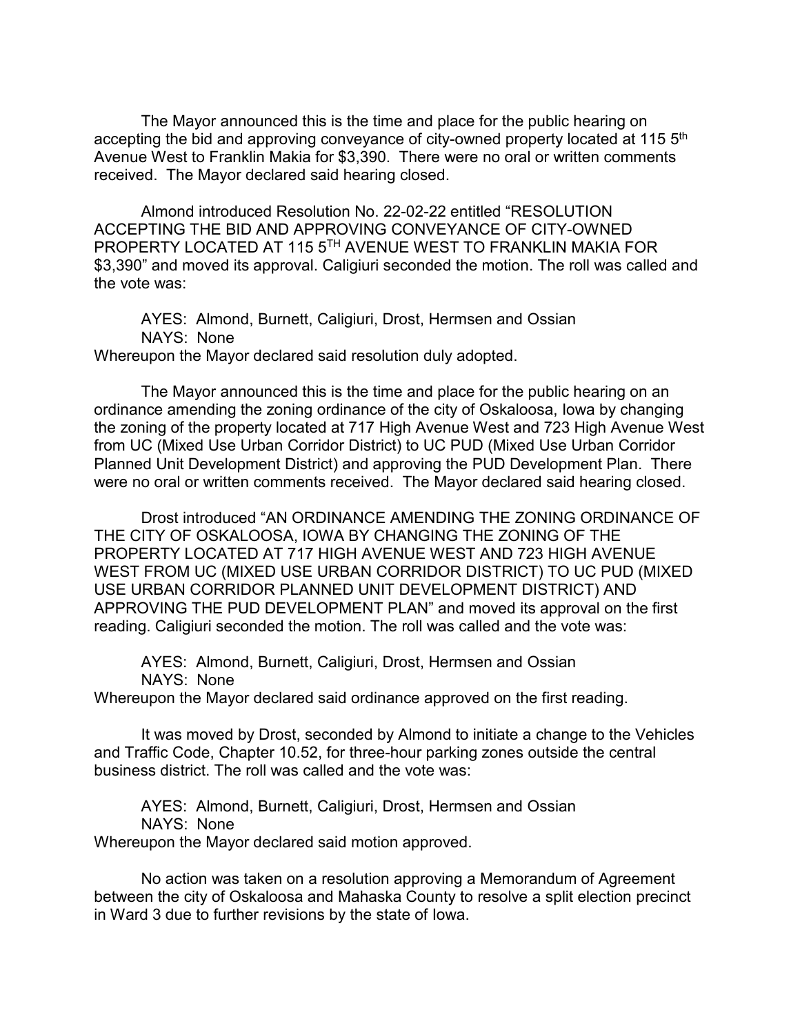The Mayor announced this is the time and place for the public hearing on accepting the bid and approving conveyance of city-owned property located at 115 5th Avenue West to Franklin Makia for $3,390. There were no oral or written comments received. The Mayor declared said hearing closed.

Almond introduced Resolution No. 22-02-22 entitled "RESOLUTION ACCEPTING THE BID AND APPROVING CONVEYANCE OF CITY-OWNED PROPERTY LOCATED AT 115 5TH AVENUE WEST TO FRANKLIN MAKIA FOR $3,390" and moved its approval. Caligiuri seconded the motion. The roll was called and the vote was:

AYES: Almond, Burnett, Caligiuri, Drost, Hermsen and Ossian
NAYS: None

Whereupon the Mayor declared said resolution duly adopted.

The Mayor announced this is the time and place for the public hearing on an ordinance amending the zoning ordinance of the city of Oskaloosa, Iowa by changing the zoning of the property located at 717 High Avenue West and 723 High Avenue West from UC (Mixed Use Urban Corridor District) to UC PUD (Mixed Use Urban Corridor Planned Unit Development District) and approving the PUD Development Plan. There were no oral or written comments received. The Mayor declared said hearing closed.

Drost introduced "AN ORDINANCE AMENDING THE ZONING ORDINANCE OF THE CITY OF OSKALOOSA, IOWA BY CHANGING THE ZONING OF THE PROPERTY LOCATED AT 717 HIGH AVENUE WEST AND 723 HIGH AVENUE WEST FROM UC (MIXED USE URBAN CORRIDOR DISTRICT) TO UC PUD (MIXED USE URBAN CORRIDOR PLANNED UNIT DEVELOPMENT DISTRICT) AND APPROVING THE PUD DEVELOPMENT PLAN" and moved its approval on the first reading. Caligiuri seconded the motion. The roll was called and the vote was:

AYES: Almond, Burnett, Caligiuri, Drost, Hermsen and Ossian
NAYS: None

Whereupon the Mayor declared said ordinance approved on the first reading.

It was moved by Drost, seconded by Almond to initiate a change to the Vehicles and Traffic Code, Chapter 10.52, for three-hour parking zones outside the central business district. The roll was called and the vote was:

AYES: Almond, Burnett, Caligiuri, Drost, Hermsen and Ossian
NAYS: None

Whereupon the Mayor declared said motion approved.

No action was taken on a resolution approving a Memorandum of Agreement between the city of Oskaloosa and Mahaska County to resolve a split election precinct in Ward 3 due to further revisions by the state of Iowa.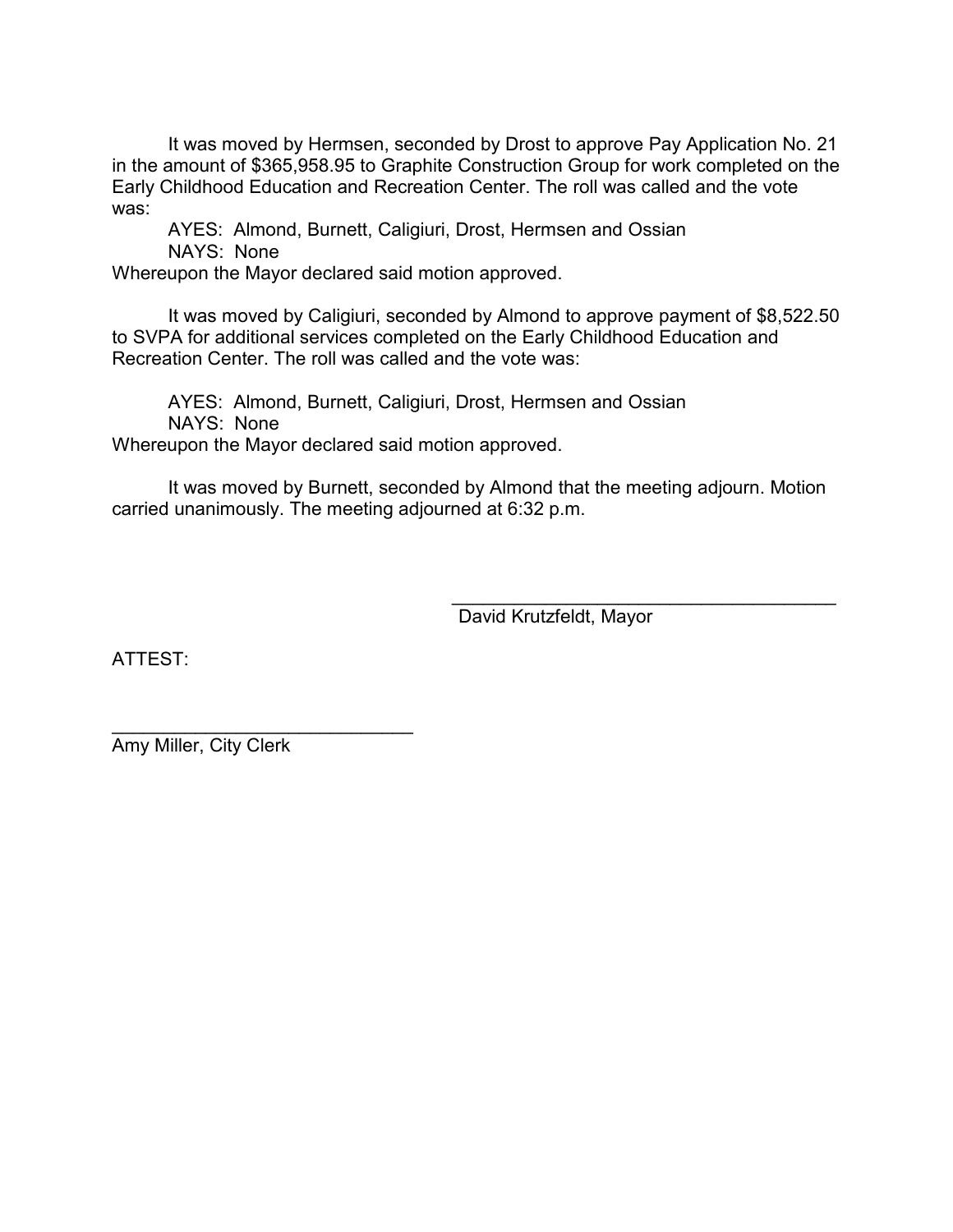It was moved by Hermsen, seconded by Drost to approve Pay Application No. 21 in the amount of $365,958.95 to Graphite Construction Group for work completed on the Early Childhood Education and Recreation Center. The roll was called and the vote was:

AYES: Almond, Burnett, Caligiuri, Drost, Hermsen and Ossian
NAYS: None

Whereupon the Mayor declared said motion approved.

It was moved by Caligiuri, seconded by Almond to approve payment of $8,522.50 to SVPA for additional services completed on the Early Childhood Education and Recreation Center. The roll was called and the vote was:

AYES: Almond, Burnett, Caligiuri, Drost, Hermsen and Ossian
NAYS: None

Whereupon the Mayor declared said motion approved.

It was moved by Burnett, seconded by Almond that the meeting adjourn. Motion carried unanimously. The meeting adjourned at 6:32 p.m.

_______________________________________
David Krutzfeldt, Mayor

ATTEST:

______________________________
Amy Miller, City Clerk